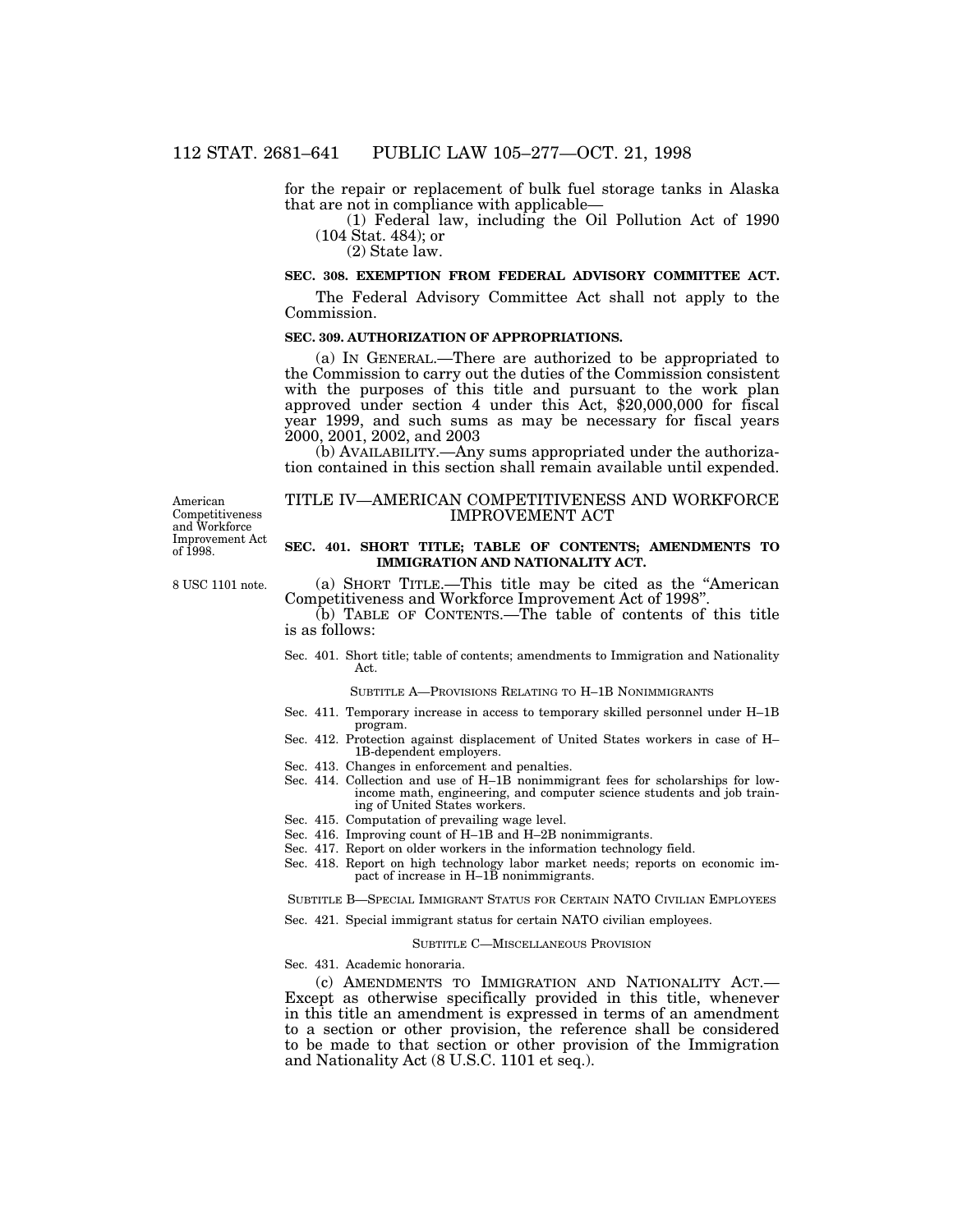for the repair or replacement of bulk fuel storage tanks in Alaska that are not in compliance with applicable—

(1) Federal law, including the Oil Pollution Act of 1990 (104 Stat. 484); or

(2) State law.

**SEC. 308. EXEMPTION FROM FEDERAL ADVISORY COMMITTEE ACT.**

The Federal Advisory Committee Act shall not apply to the Commission.

**SEC. 309. AUTHORIZATION OF APPROPRIATIONS.**

(a) IN GENERAL.—There are authorized to be appropriated to the Commission to carry out the duties of the Commission consistent with the purposes of this title and pursuant to the work plan approved under section 4 under this Act, $20,000,000 for fiscal year 1999, and such sums as may be necessary for fiscal years 2000, 2001, 2002, and 2003

(b) AVAILABILITY.—Any sums appropriated under the authorization contained in this section shall remain available until expended.

American Competitiveness and Workforce Improvement Act of 1998.

## TITLE IV—AMERICAN COMPETITIVENESS AND WORKFORCE IMPROVEMENT ACT

**SEC. 401. SHORT TITLE; TABLE OF CONTENTS; AMENDMENTS TO IMMIGRATION AND NATIONALITY ACT.**

8 USC 1101 note.

(a) SHORT TITLE.—This title may be cited as the "American Competitiveness and Workforce Improvement Act of 1998".

(b) TABLE OF CONTENTS.—The table of contents of this title is as follows:

Sec. 401. Short title; table of contents; amendments to Immigration and Nationality Act.

SUBTITLE A—PROVISIONS RELATING TO H–1B NONIMMIGRANTS

Sec. 411. Temporary increase in access to temporary skilled personnel under H–1B program.
Sec. 412. Protection against displacement of United States workers in case of H–1B-dependent employers.
Sec. 413. Changes in enforcement and penalties.
Sec. 414. Collection and use of H–1B nonimmigrant fees for scholarships for low-income math, engineering, and computer science students and job training of United States workers.
Sec. 415. Computation of prevailing wage level.
Sec. 416. Improving count of H–1B and H–2B nonimmigrants.
Sec. 417. Report on older workers in the information technology field.
Sec. 418. Report on high technology labor market needs; reports on economic impact of increase in H–1B nonimmigrants.

SUBTITLE B—SPECIAL IMMIGRANT STATUS FOR CERTAIN NATO CIVILIAN EMPLOYEES

Sec. 421. Special immigrant status for certain NATO civilian employees.

SUBTITLE C—MISCELLANEOUS PROVISION

Sec. 431. Academic honoraria.

(c) AMENDMENTS TO IMMIGRATION AND NATIONALITY ACT.—Except as otherwise specifically provided in this title, whenever in this title an amendment is expressed in terms of an amendment to a section or other provision, the reference shall be considered to be made to that section or other provision of the Immigration and Nationality Act (8 U.S.C. 1101 et seq.).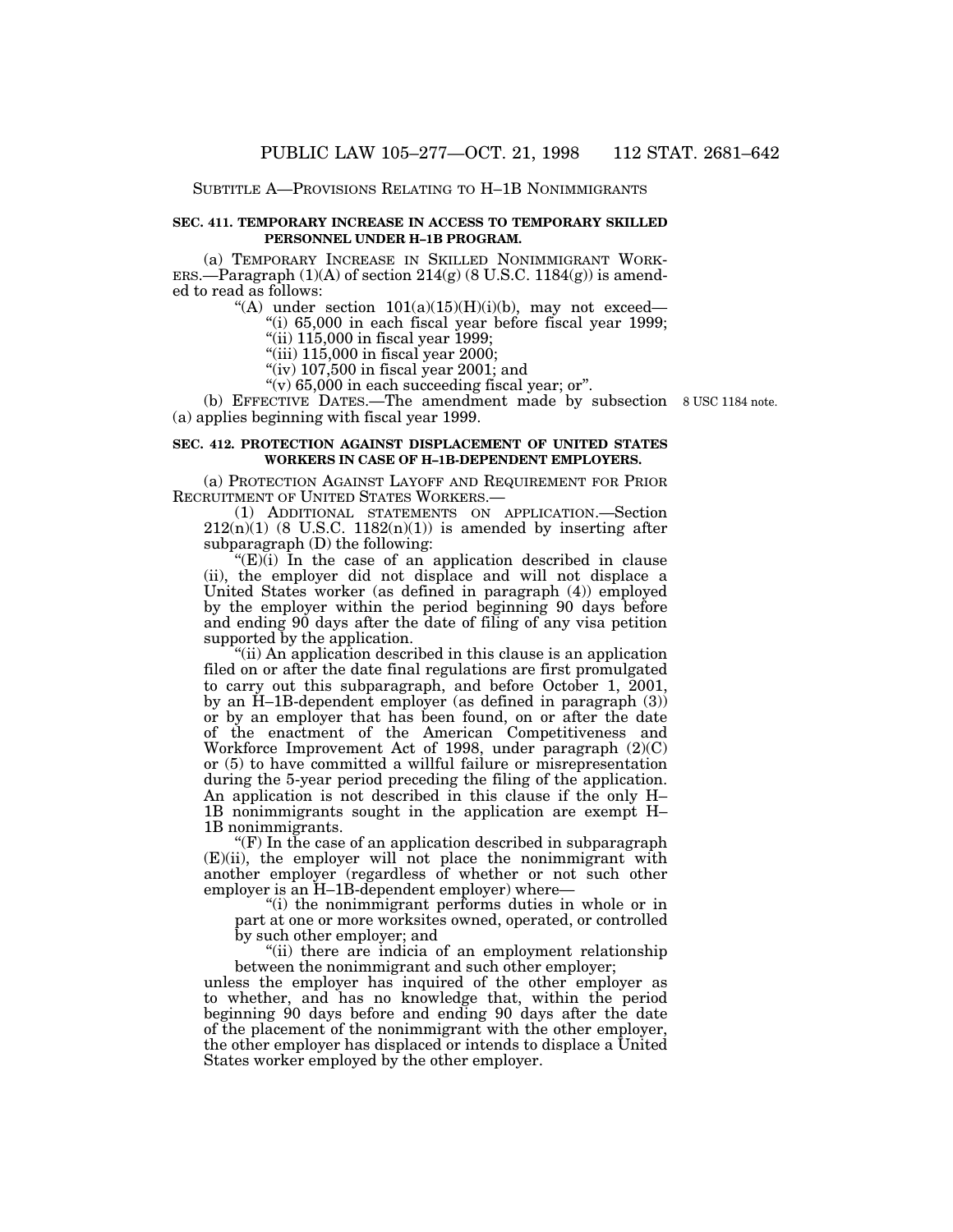SUBTITLE A—PROVISIONS RELATING TO H–1B NONIMMIGRANTS

**SEC. 411. TEMPORARY INCREASE IN ACCESS TO TEMPORARY SKILLED PERSONNEL UNDER H–1B PROGRAM.**

(a) TEMPORARY INCREASE IN SKILLED NONIMMIGRANT WORKERS.—Paragraph (1)(A) of section 214(g) (8 U.S.C. 1184(g)) is amended to read as follows:

"(A) under section 101(a)(15)(H)(i)(b), may not exceed—

"(i) 65,000 in each fiscal year before fiscal year 1999;

"(ii) 115,000 in fiscal year 1999;

"(iii) 115,000 in fiscal year 2000;

"(iv) 107,500 in fiscal year 2001; and

"(v) 65,000 in each succeeding fiscal year; or".

(b) EFFECTIVE DATES.—The amendment made by subsection (a) applies beginning with fiscal year 1999.

8 USC 1184 note.

**SEC. 412. PROTECTION AGAINST DISPLACEMENT OF UNITED STATES WORKERS IN CASE OF H–1B-DEPENDENT EMPLOYERS.**

(a) PROTECTION AGAINST LAYOFF AND REQUIREMENT FOR PRIOR RECRUITMENT OF UNITED STATES WORKERS.—

(1) ADDITIONAL STATEMENTS ON APPLICATION.—Section 212(n)(1) (8 U.S.C. 1182(n)(1)) is amended by inserting after subparagraph (D) the following:

"(E)(i) In the case of an application described in clause (ii), the employer did not displace and will not displace a United States worker (as defined in paragraph (4)) employed by the employer within the period beginning 90 days before and ending 90 days after the date of filing of any visa petition supported by the application.

"(ii) An application described in this clause is an application filed on or after the date final regulations are first promulgated to carry out this subparagraph, and before October 1, 2001, by an H–1B-dependent employer (as defined in paragraph (3)) or by an employer that has been found, on or after the date of the enactment of the American Competitiveness and Workforce Improvement Act of 1998, under paragraph (2)(C) or (5) to have committed a willful failure or misrepresentation during the 5-year period preceding the filing of the application. An application is not described in this clause if the only H–1B nonimmigrants sought in the application are exempt H–1B nonimmigrants.

"(F) In the case of an application described in subparagraph (E)(ii), the employer will not place the nonimmigrant with another employer (regardless of whether or not such other employer is an H–1B-dependent employer) where—

"(i) the nonimmigrant performs duties in whole or in part at one or more worksites owned, operated, or controlled by such other employer; and

"(ii) there are indicia of an employment relationship between the nonimmigrant and such other employer;

unless the employer has inquired of the other employer as to whether, and has no knowledge that, within the period beginning 90 days before and ending 90 days after the date of the placement of the nonimmigrant with the other employer, the other employer has displaced or intends to displace a United States worker employed by the other employer.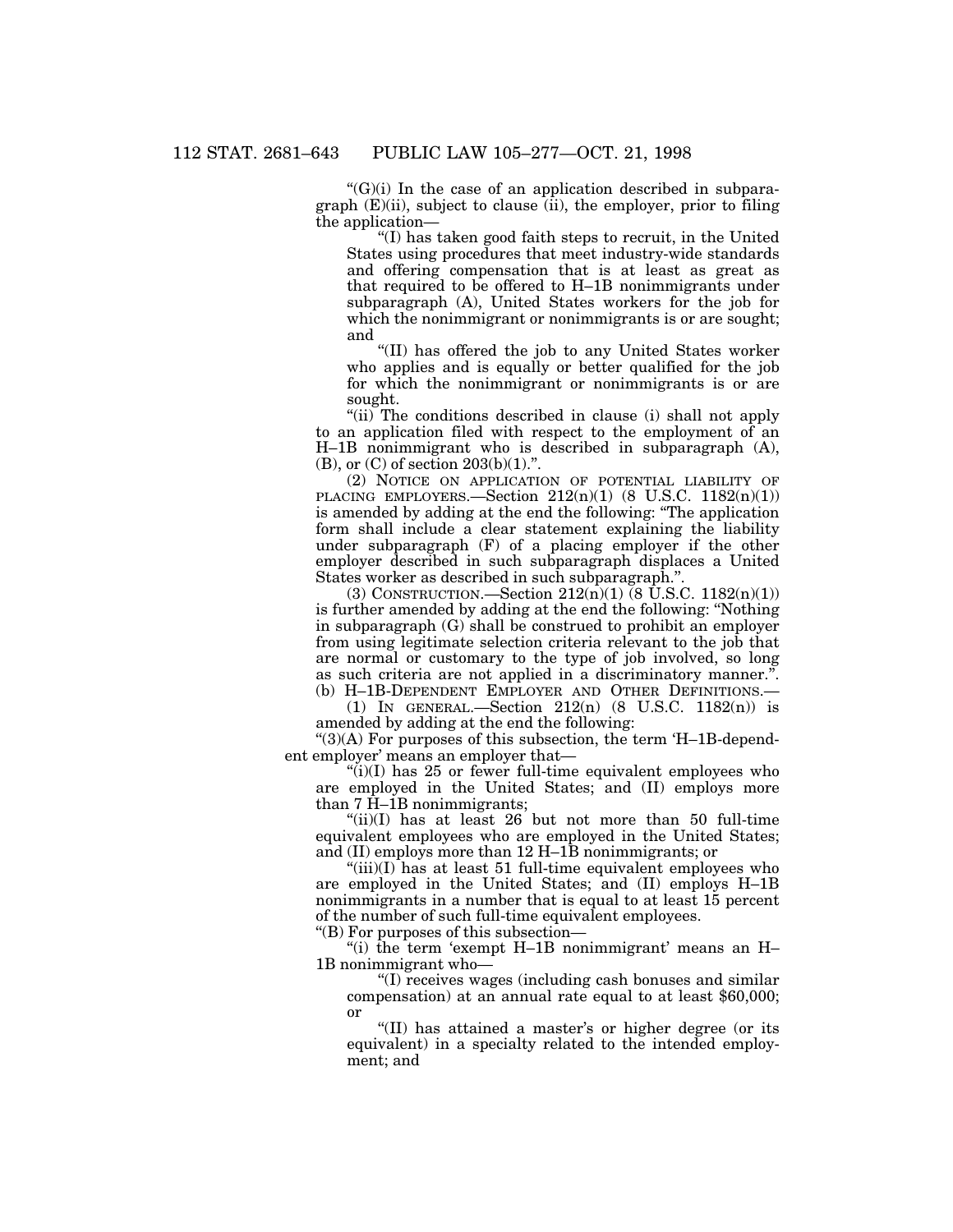"(G)(i) In the case of an application described in subparagraph (E)(ii), subject to clause (ii), the employer, prior to filing the application—

"(I) has taken good faith steps to recruit, in the United States using procedures that meet industry-wide standards and offering compensation that is at least as great as that required to be offered to H–1B nonimmigrants under subparagraph (A), United States workers for the job for which the nonimmigrant or nonimmigrants is or are sought; and

"(II) has offered the job to any United States worker who applies and is equally or better qualified for the job for which the nonimmigrant or nonimmigrants is or are sought.

"(ii) The conditions described in clause (i) shall not apply to an application filed with respect to the employment of an H–1B nonimmigrant who is described in subparagraph (A), (B), or (C) of section 203(b)(1).".

(2) NOTICE ON APPLICATION OF POTENTIAL LIABILITY OF PLACING EMPLOYERS.—Section 212(n)(1) (8 U.S.C. 1182(n)(1)) is amended by adding at the end the following: "The application form shall include a clear statement explaining the liability under subparagraph (F) of a placing employer if the other employer described in such subparagraph displaces a United States worker as described in such subparagraph.".

(3) CONSTRUCTION.—Section 212(n)(1) (8 U.S.C. 1182(n)(1)) is further amended by adding at the end the following: "Nothing in subparagraph (G) shall be construed to prohibit an employer from using legitimate selection criteria relevant to the job that are normal or customary to the type of job involved, so long as such criteria are not applied in a discriminatory manner.".

(b) H–1B-DEPENDENT EMPLOYER AND OTHER DEFINITIONS.—

(1) IN GENERAL.—Section 212(n) (8 U.S.C. 1182(n)) is amended by adding at the end the following:

"(3)(A) For purposes of this subsection, the term 'H–1B-dependent employer' means an employer that—

"(i)(I) has 25 or fewer full-time equivalent employees who are employed in the United States; and (II) employs more than 7 H–1B nonimmigrants;

"(ii)(I) has at least 26 but not more than 50 full-time equivalent employees who are employed in the United States; and (II) employs more than 12 H–1B nonimmigrants; or

"(iii)(I) has at least 51 full-time equivalent employees who are employed in the United States; and (II) employs H–1B nonimmigrants in a number that is equal to at least 15 percent of the number of such full-time equivalent employees.

"(B) For purposes of this subsection—

"(i) the term 'exempt H–1B nonimmigrant' means an H–1B nonimmigrant who—

"(I) receives wages (including cash bonuses and similar compensation) at an annual rate equal to at least $60,000; or

"(II) has attained a master's or higher degree (or its equivalent) in a specialty related to the intended employment; and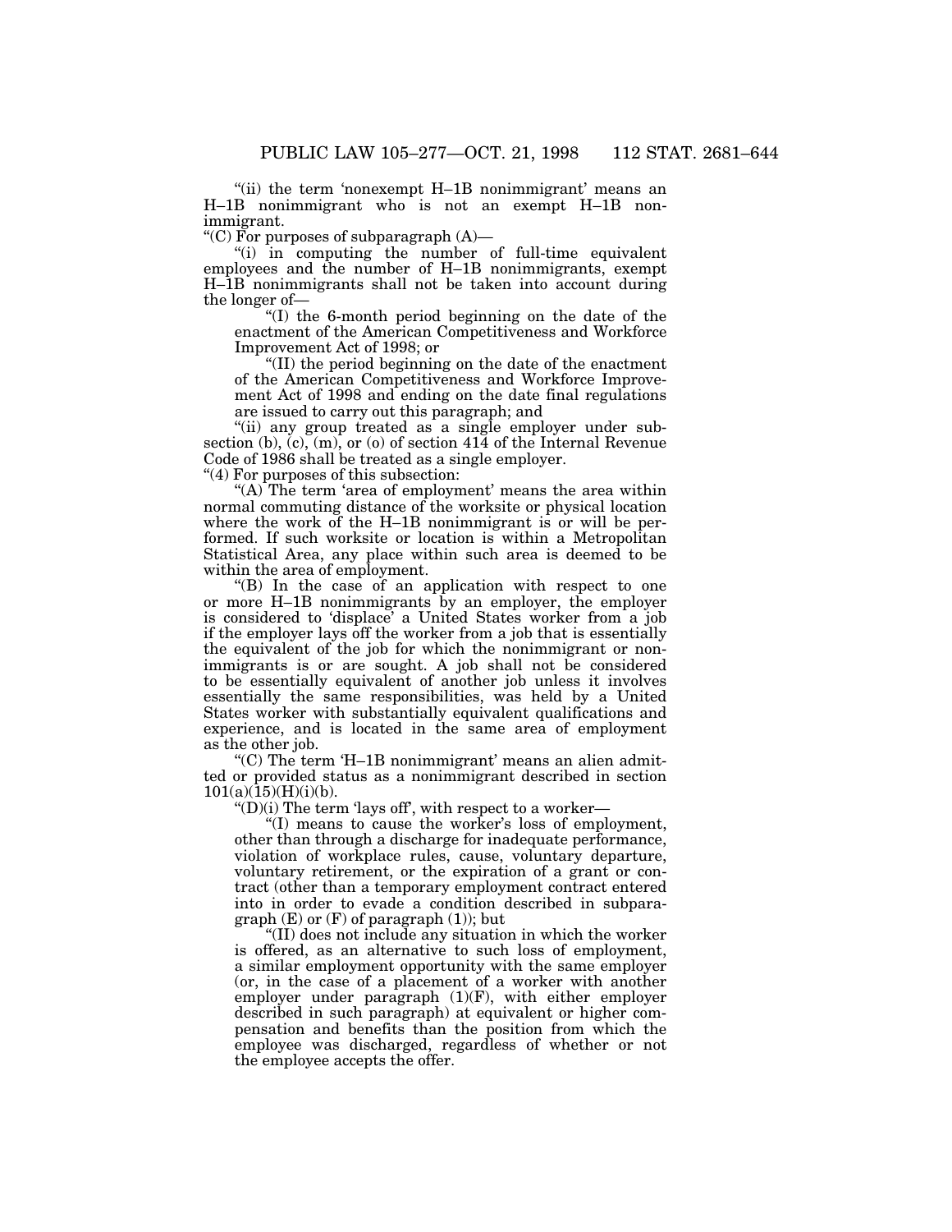"(ii) the term 'nonexempt H–1B nonimmigrant' means an H–1B nonimmigrant who is not an exempt H–1B nonimmigrant.

"(C) For purposes of subparagraph (A)—

"(i) in computing the number of full-time equivalent employees and the number of H–1B nonimmigrants, exempt H–1B nonimmigrants shall not be taken into account during the longer of—

"(I) the 6-month period beginning on the date of the enactment of the American Competitiveness and Workforce Improvement Act of 1998; or

"(II) the period beginning on the date of the enactment of the American Competitiveness and Workforce Improvement Act of 1998 and ending on the date final regulations are issued to carry out this paragraph; and

"(ii) any group treated as a single employer under subsection (b), (c), (m), or (o) of section 414 of the Internal Revenue Code of 1986 shall be treated as a single employer.

"(4) For purposes of this subsection:

"(A) The term 'area of employment' means the area within normal commuting distance of the worksite or physical location where the work of the H–1B nonimmigrant is or will be performed. If such worksite or location is within a Metropolitan Statistical Area, any place within such area is deemed to be within the area of employment.

"(B) In the case of an application with respect to one or more H–1B nonimmigrants by an employer, the employer is considered to 'displace' a United States worker from a job if the employer lays off the worker from a job that is essentially the equivalent of the job for which the nonimmigrant or nonimmigrants is or are sought. A job shall not be considered to be essentially equivalent of another job unless it involves essentially the same responsibilities, was held by a United States worker with substantially equivalent qualifications and experience, and is located in the same area of employment as the other job.

"(C) The term 'H–1B nonimmigrant' means an alien admitted or provided status as a nonimmigrant described in section 101(a)(15)(H)(i)(b).

"(D)(i) The term 'lays off', with respect to a worker—

"(I) means to cause the worker's loss of employment, other than through a discharge for inadequate performance, violation of workplace rules, cause, voluntary departure, voluntary retirement, or the expiration of a grant or contract (other than a temporary employment contract entered into in order to evade a condition described in subparagraph (E) or (F) of paragraph (1)); but

"(II) does not include any situation in which the worker is offered, as an alternative to such loss of employment, a similar employment opportunity with the same employer (or, in the case of a placement of a worker with another employer under paragraph (1)(F), with either employer described in such paragraph) at equivalent or higher compensation and benefits than the position from which the employee was discharged, regardless of whether or not the employee accepts the offer.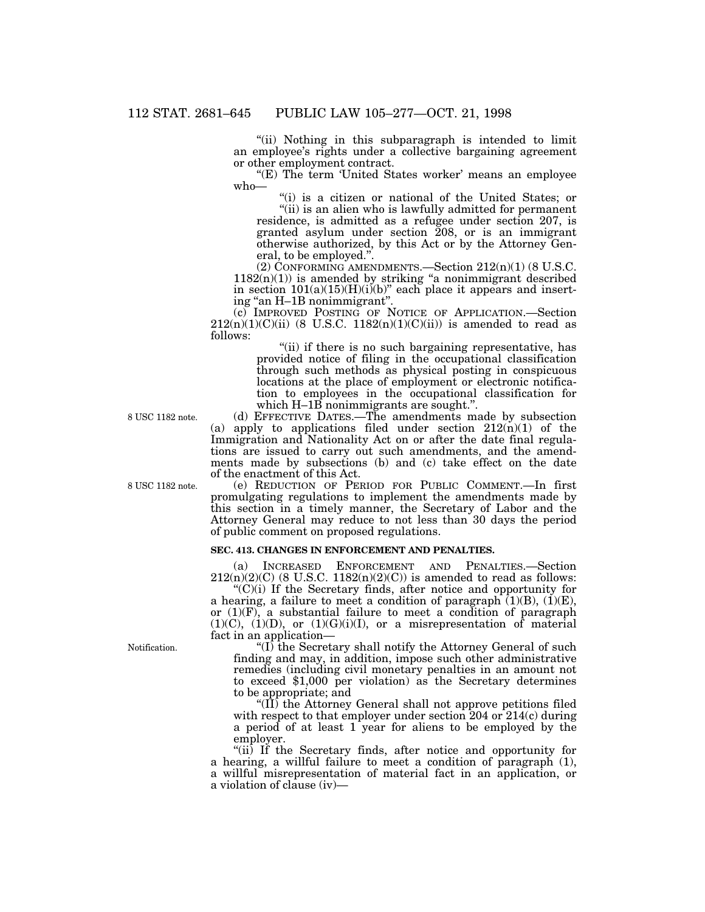"(ii) Nothing in this subparagraph is intended to limit an employee's rights under a collective bargaining agreement or other employment contract.

"(E) The term 'United States worker' means an employee who—

"(i) is a citizen or national of the United States; or

"(ii) is an alien who is lawfully admitted for permanent residence, is admitted as a refugee under section 207, is granted asylum under section 208, or is an immigrant otherwise authorized, by this Act or by the Attorney General, to be employed.".

(2) CONFORMING AMENDMENTS.—Section 212(n)(1) (8 U.S.C. 1182(n)(1)) is amended by striking "a nonimmigrant described in section 101(a)(15)(H)(i)(b)" each place it appears and inserting "an H–1B nonimmigrant".

(c) IMPROVED POSTING OF NOTICE OF APPLICATION.—Section 212(n)(1)(C)(ii) (8 U.S.C. 1182(n)(1)(C)(ii)) is amended to read as follows:

"(ii) if there is no such bargaining representative, has provided notice of filing in the occupational classification through such methods as physical posting in conspicuous locations at the place of employment or electronic notification to employees in the occupational classification for which H–1B nonimmigrants are sought.".

8 USC 1182 note.

(d) EFFECTIVE DATES.—The amendments made by subsection (a) apply to applications filed under section 212(n)(1) of the Immigration and Nationality Act on or after the date final regulations are issued to carry out such amendments, and the amendments made by subsections (b) and (c) take effect on the date of the enactment of this Act.

8 USC 1182 note.

(e) REDUCTION OF PERIOD FOR PUBLIC COMMENT.—In first promulgating regulations to implement the amendments made by this section in a timely manner, the Secretary of Labor and the Attorney General may reduce to not less than 30 days the period of public comment on proposed regulations.

**SEC. 413. CHANGES IN ENFORCEMENT AND PENALTIES.**

(a) INCREASED ENFORCEMENT AND PENALTIES.—Section 212(n)(2)(C) (8 U.S.C. 1182(n)(2)(C)) is amended to read as follows:

"(C)(i) If the Secretary finds, after notice and opportunity for a hearing, a failure to meet a condition of paragraph (1)(B), (1)(E), or (1)(F), a substantial failure to meet a condition of paragraph (1)(C), (1)(D), or (1)(G)(i)(I), or a misrepresentation of material fact in an application—

Notification.

"(I) the Secretary shall notify the Attorney General of such finding and may, in addition, impose such other administrative remedies (including civil monetary penalties in an amount not to exceed $1,000 per violation) as the Secretary determines to be appropriate; and

"(II) the Attorney General shall not approve petitions filed with respect to that employer under section 204 or 214(c) during a period of at least 1 year for aliens to be employed by the employer.

"(ii) If the Secretary finds, after notice and opportunity for a hearing, a willful failure to meet a condition of paragraph (1), a willful misrepresentation of material fact in an application, or a violation of clause (iv)—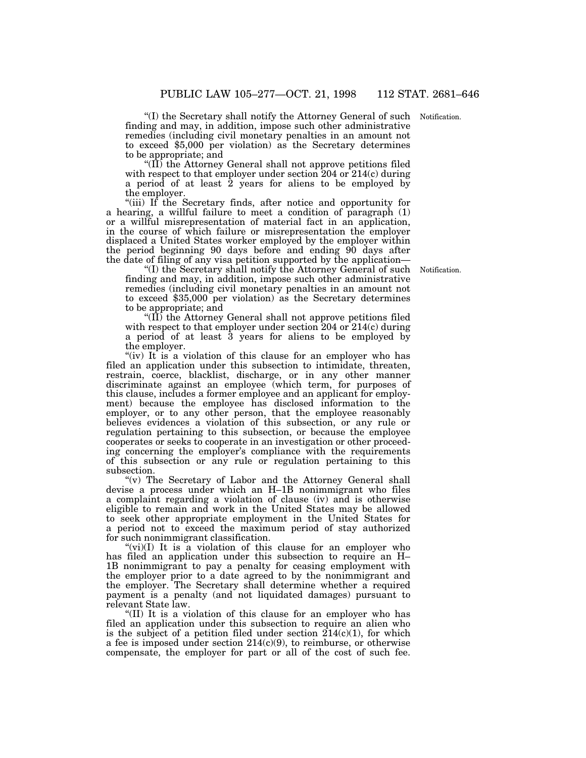"(I) the Secretary shall notify the Attorney General of such finding and may, in addition, impose such other administrative remedies (including civil monetary penalties in an amount not to exceed $5,000 per violation) as the Secretary determines to be appropriate; and

"(II) the Attorney General shall not approve petitions filed with respect to that employer under section 204 or 214(c) during a period of at least 2 years for aliens to be employed by the employer.

"(iii) If the Secretary finds, after notice and opportunity for a hearing, a willful failure to meet a condition of paragraph (1) or a willful misrepresentation of material fact in an application, in the course of which failure or misrepresentation the employer displaced a United States worker employed by the employer within the period beginning 90 days before and ending 90 days after the date of filing of any visa petition supported by the application—

"(I) the Secretary shall notify the Attorney General of such finding and may, in addition, impose such other administrative remedies (including civil monetary penalties in an amount not to exceed $35,000 per violation) as the Secretary determines to be appropriate; and

"(II) the Attorney General shall not approve petitions filed with respect to that employer under section 204 or 214(c) during a period of at least 3 years for aliens to be employed by the employer.

"(iv) It is a violation of this clause for an employer who has filed an application under this subsection to intimidate, threaten, restrain, coerce, blacklist, discharge, or in any other manner discriminate against an employee (which term, for purposes of this clause, includes a former employee and an applicant for employment) because the employee has disclosed information to the employer, or to any other person, that the employee reasonably believes evidences a violation of this subsection, or any rule or regulation pertaining to this subsection, or because the employee cooperates or seeks to cooperate in an investigation or other proceeding concerning the employer's compliance with the requirements of this subsection or any rule or regulation pertaining to this subsection.

"(v) The Secretary of Labor and the Attorney General shall devise a process under which an H–1B nonimmigrant who files a complaint regarding a violation of clause (iv) and is otherwise eligible to remain and work in the United States may be allowed to seek other appropriate employment in the United States for a period not to exceed the maximum period of stay authorized for such nonimmigrant classification.

"(vi)(I) It is a violation of this clause for an employer who has filed an application under this subsection to require an H–1B nonimmigrant to pay a penalty for ceasing employment with the employer prior to a date agreed to by the nonimmigrant and the employer. The Secretary shall determine whether a required payment is a penalty (and not liquidated damages) pursuant to relevant State law.

"(II) It is a violation of this clause for an employer who has filed an application under this subsection to require an alien who is the subject of a petition filed under section 214(c)(1), for which a fee is imposed under section 214(c)(9), to reimburse, or otherwise compensate, the employer for part or all of the cost of such fee.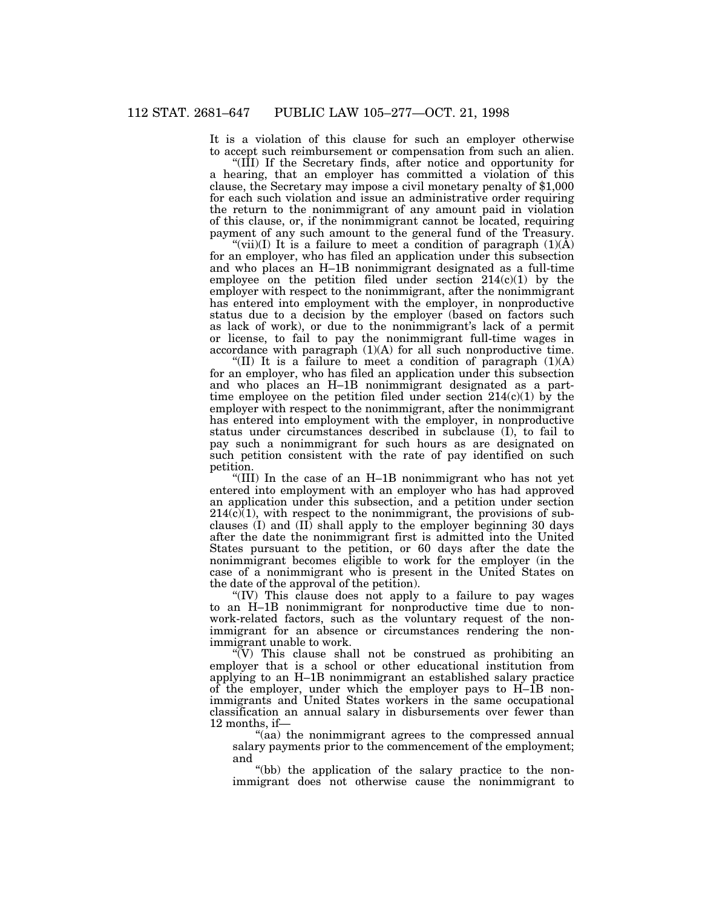It is a violation of this clause for such an employer otherwise to accept such reimbursement or compensation from such an alien.

"(III) If the Secretary finds, after notice and opportunity for a hearing, that an employer has committed a violation of this clause, the Secretary may impose a civil monetary penalty of $1,000 for each such violation and issue an administrative order requiring the return to the nonimmigrant of any amount paid in violation of this clause, or, if the nonimmigrant cannot be located, requiring payment of any such amount to the general fund of the Treasury.

"(vii)(I) It is a failure to meet a condition of paragraph (1)(A) for an employer, who has filed an application under this subsection and who places an H–1B nonimmigrant designated as a full-time employee on the petition filed under section 214(c)(1) by the employer with respect to the nonimmigrant, after the nonimmigrant has entered into employment with the employer, in nonproductive status due to a decision by the employer (based on factors such as lack of work), or due to the nonimmigrant's lack of a permit or license, to fail to pay the nonimmigrant full-time wages in accordance with paragraph (1)(A) for all such nonproductive time.

"(II) It is a failure to meet a condition of paragraph (1)(A) for an employer, who has filed an application under this subsection and who places an H–1B nonimmigrant designated as a part-time employee on the petition filed under section 214(c)(1) by the employer with respect to the nonimmigrant, after the nonimmigrant has entered into employment with the employer, in nonproductive status under circumstances described in subclause (I), to fail to pay such a nonimmigrant for such hours as are designated on such petition consistent with the rate of pay identified on such petition.

"(III) In the case of an H–1B nonimmigrant who has not yet entered into employment with an employer who has had approved an application under this subsection, and a petition under section 214(c)(1), with respect to the nonimmigrant, the provisions of subclauses (I) and (II) shall apply to the employer beginning 30 days after the date the nonimmigrant first is admitted into the United States pursuant to the petition, or 60 days after the date the nonimmigrant becomes eligible to work for the employer (in the case of a nonimmigrant who is present in the United States on the date of the approval of the petition).

"(IV) This clause does not apply to a failure to pay wages to an H–1B nonimmigrant for nonproductive time due to non-work-related factors, such as the voluntary request of the nonimmigrant for an absence or circumstances rendering the nonimmigrant unable to work.

"(V) This clause shall not be construed as prohibiting an employer that is a school or other educational institution from applying to an H–1B nonimmigrant an established salary practice of the employer, under which the employer pays to H–1B nonimmigrants and United States workers in the same occupational classification an annual salary in disbursements over fewer than 12 months, if—

"(aa) the nonimmigrant agrees to the compressed annual salary payments prior to the commencement of the employment; and

"(bb) the application of the salary practice to the nonimmigrant does not otherwise cause the nonimmigrant to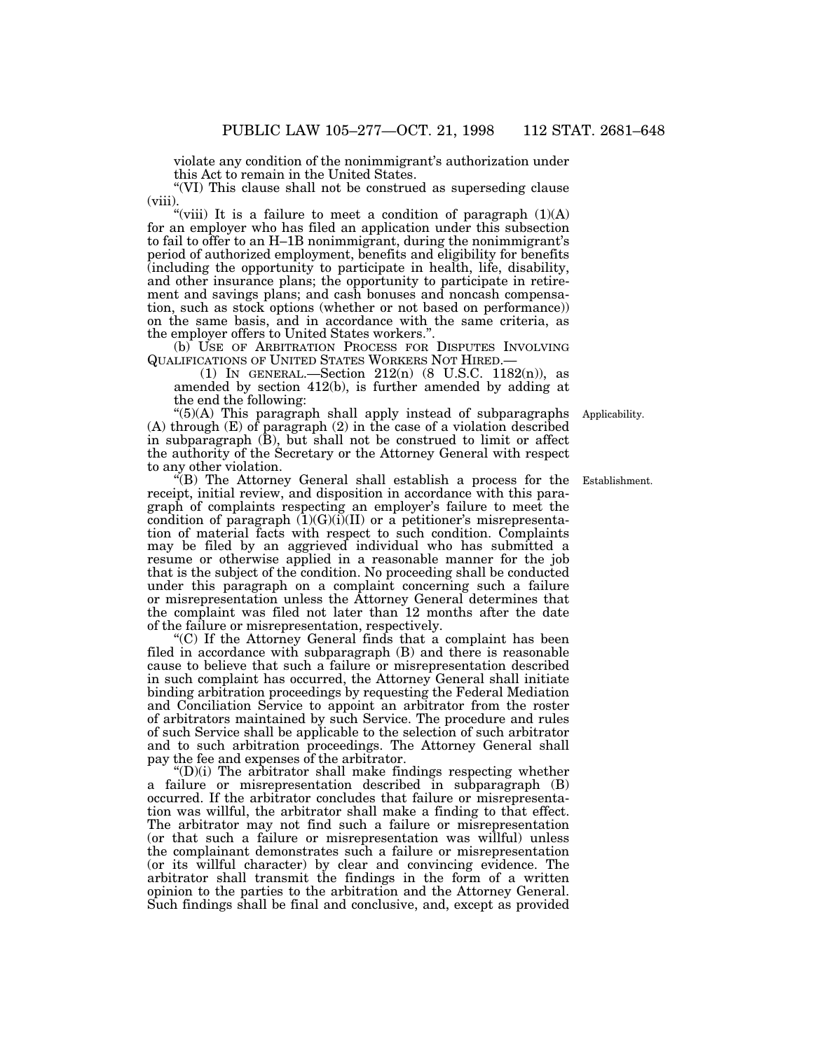violate any condition of the nonimmigrant's authorization under this Act to remain in the United States.

"(VI) This clause shall not be construed as superseding clause (viii).

"(viii) It is a failure to meet a condition of paragraph (1)(A) for an employer who has filed an application under this subsection to fail to offer to an H–1B nonimmigrant, during the nonimmigrant's period of authorized employment, benefits and eligibility for benefits (including the opportunity to participate in health, life, disability, and other insurance plans; the opportunity to participate in retirement and savings plans; and cash bonuses and noncash compensation, such as stock options (whether or not based on performance)) on the same basis, and in accordance with the same criteria, as the employer offers to United States workers.".

(b) USE OF ARBITRATION PROCESS FOR DISPUTES INVOLVING QUALIFICATIONS OF UNITED STATES WORKERS NOT HIRED.—

(1) IN GENERAL.—Section 212(n) (8 U.S.C. 1182(n)), as amended by section 412(b), is further amended by adding at the end the following:

Applicability.

"(5)(A) This paragraph shall apply instead of subparagraphs (A) through (E) of paragraph (2) in the case of a violation described in subparagraph (B), but shall not be construed to limit or affect the authority of the Secretary or the Attorney General with respect to any other violation.

Establishment.

"(B) The Attorney General shall establish a process for the receipt, initial review, and disposition in accordance with this paragraph of complaints respecting an employer's failure to meet the condition of paragraph (1)(G)(i)(II) or a petitioner's misrepresentation of material facts with respect to such condition. Complaints may be filed by an aggrieved individual who has submitted a resume or otherwise applied in a reasonable manner for the job that is the subject of the condition. No proceeding shall be conducted under this paragraph on a complaint concerning such a failure or misrepresentation unless the Attorney General determines that the complaint was filed not later than 12 months after the date of the failure or misrepresentation, respectively.

"(C) If the Attorney General finds that a complaint has been filed in accordance with subparagraph (B) and there is reasonable cause to believe that such a failure or misrepresentation described in such complaint has occurred, the Attorney General shall initiate binding arbitration proceedings by requesting the Federal Mediation and Conciliation Service to appoint an arbitrator from the roster of arbitrators maintained by such Service. The procedure and rules of such Service shall be applicable to the selection of such arbitrator and to such arbitration proceedings. The Attorney General shall pay the fee and expenses of the arbitrator.

"(D)(i) The arbitrator shall make findings respecting whether a failure or misrepresentation described in subparagraph (B) occurred. If the arbitrator concludes that failure or misrepresentation was willful, the arbitrator shall make a finding to that effect. The arbitrator may not find such a failure or misrepresentation (or that such a failure or misrepresentation was willful) unless the complainant demonstrates such a failure or misrepresentation (or its willful character) by clear and convincing evidence. The arbitrator shall transmit the findings in the form of a written opinion to the parties to the arbitration and the Attorney General. Such findings shall be final and conclusive, and, except as provided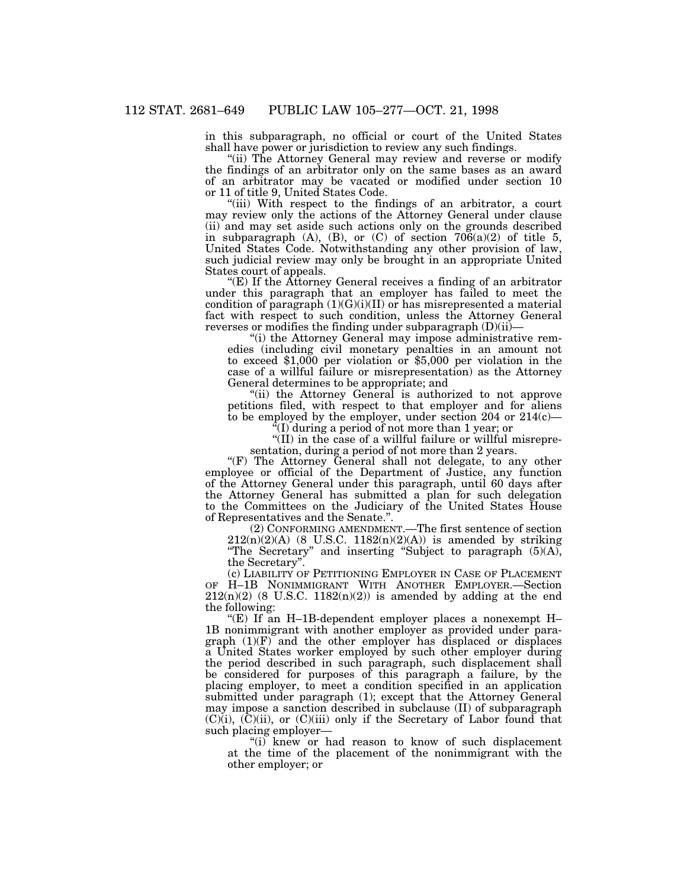in this subparagraph, no official or court of the United States shall have power or jurisdiction to review any such findings.

"(ii) The Attorney General may review and reverse or modify the findings of an arbitrator only on the same bases as an award of an arbitrator may be vacated or modified under section 10 or 11 of title 9, United States Code.

"(iii) With respect to the findings of an arbitrator, a court may review only the actions of the Attorney General under clause (ii) and may set aside such actions only on the grounds described in subparagraph (A), (B), or (C) of section 706(a)(2) of title 5, United States Code. Notwithstanding any other provision of law, such judicial review may only be brought in an appropriate United States court of appeals.

"(E) If the Attorney General receives a finding of an arbitrator under this paragraph that an employer has failed to meet the condition of paragraph (1)(G)(i)(II) or has misrepresented a material fact with respect to such condition, unless the Attorney General reverses or modifies the finding under subparagraph (D)(ii)—

"(i) the Attorney General may impose administrative remedies (including civil monetary penalties in an amount not to exceed $1,000 per violation or $5,000 per violation in the case of a willful failure or misrepresentation) as the Attorney General determines to be appropriate; and

"(ii) the Attorney General is authorized to not approve petitions filed, with respect to that employer and for aliens to be employed by the employer, under section 204 or 214(c)—

"(I) during a period of not more than 1 year; or

"(II) in the case of a willful failure or willful misrepresentation, during a period of not more than 2 years.

"(F) The Attorney General shall not delegate, to any other employee or official of the Department of Justice, any function of the Attorney General under this paragraph, until 60 days after the Attorney General has submitted a plan for such delegation to the Committees on the Judiciary of the United States House of Representatives and the Senate.".

(2) CONFORMING AMENDMENT.—The first sentence of section 212(n)(2)(A) (8 U.S.C. 1182(n)(2)(A)) is amended by striking "The Secretary" and inserting "Subject to paragraph (5)(A), the Secretary".

(c) LIABILITY OF PETITIONING EMPLOYER IN CASE OF PLACEMENT OF H–1B NONIMMIGRANT WITH ANOTHER EMPLOYER.—Section 212(n)(2) (8 U.S.C. 1182(n)(2)) is amended by adding at the end the following:

"(E) If an H–1B-dependent employer places a nonexempt H–1B nonimmigrant with another employer as provided under paragraph (1)(F) and the other employer has displaced or displaces a United States worker employed by such other employer during the period described in such paragraph, such displacement shall be considered for purposes of this paragraph a failure, by the placing employer, to meet a condition specified in an application submitted under paragraph (1); except that the Attorney General may impose a sanction described in subclause (II) of subparagraph (C)(i), (C)(ii), or (C)(iii) only if the Secretary of Labor found that such placing employer—

"(i) knew or had reason to know of such displacement at the time of the placement of the nonimmigrant with the other employer; or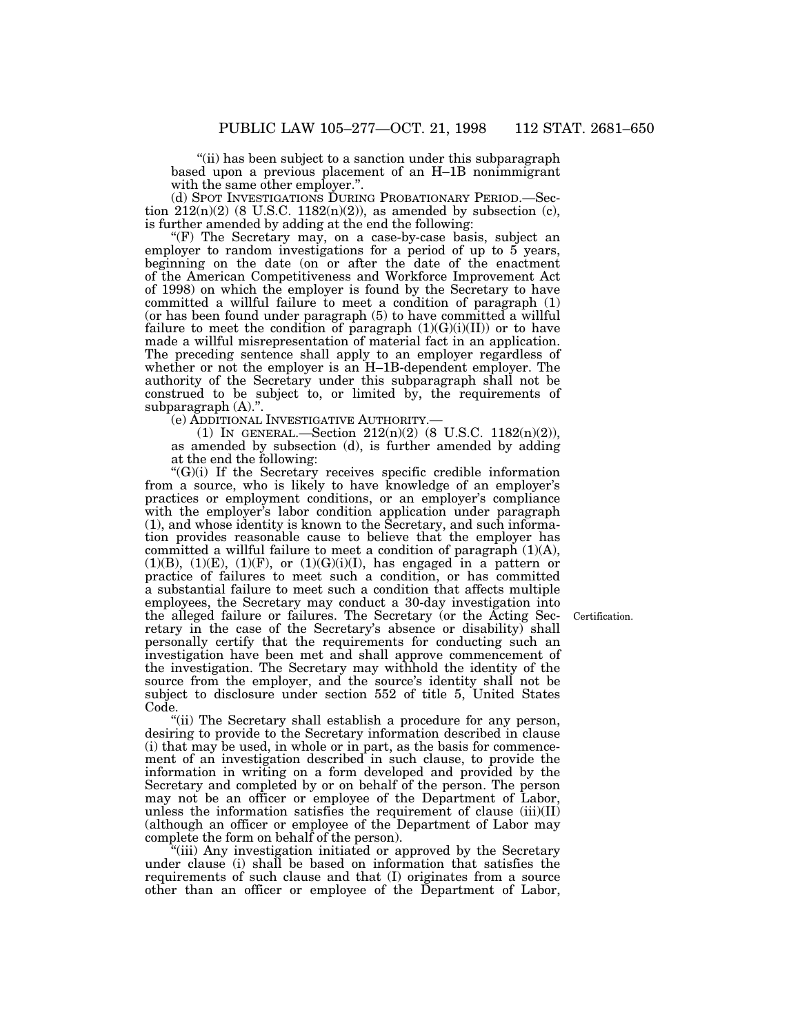"(ii) has been subject to a sanction under this subparagraph based upon a previous placement of an H–1B nonimmigrant with the same other employer.".

(d) SPOT INVESTIGATIONS DURING PROBATIONARY PERIOD.—Section 212(n)(2) (8 U.S.C. 1182(n)(2)), as amended by subsection (c), is further amended by adding at the end the following:

"(F) The Secretary may, on a case-by-case basis, subject an employer to random investigations for a period of up to 5 years, beginning on the date (on or after the date of the enactment of the American Competitiveness and Workforce Improvement Act of 1998) on which the employer is found by the Secretary to have committed a willful failure to meet a condition of paragraph (1) (or has been found under paragraph (5) to have committed a willful failure to meet the condition of paragraph (1)(G)(i)(II)) or to have made a willful misrepresentation of material fact in an application. The preceding sentence shall apply to an employer regardless of whether or not the employer is an H–1B-dependent employer. The authority of the Secretary under this subparagraph shall not be construed to be subject to, or limited by, the requirements of subparagraph (A).".

(e) ADDITIONAL INVESTIGATIVE AUTHORITY.—

(1) IN GENERAL.—Section 212(n)(2) (8 U.S.C. 1182(n)(2)), as amended by subsection (d), is further amended by adding at the end the following:

"(G)(i) If the Secretary receives specific credible information from a source, who is likely to have knowledge of an employer's practices or employment conditions, or an employer's compliance with the employer's labor condition application under paragraph (1), and whose identity is known to the Secretary, and such information provides reasonable cause to believe that the employer has committed a willful failure to meet a condition of paragraph (1)(A), (1)(B), (1)(E), (1)(F), or (1)(G)(i)(I), has engaged in a pattern or practice of failures to meet such a condition, or has committed a substantial failure to meet such a condition that affects multiple employees, the Secretary may conduct a 30-day investigation into the alleged failure or failures. The Secretary (or the Acting Secretary in the case of the Secretary's absence or disability) shall personally certify that the requirements for conducting such an investigation have been met and shall approve commencement of the investigation. The Secretary may withhold the identity of the source from the employer, and the source's identity shall not be subject to disclosure under section 552 of title 5, United States Code.

Certification.

"(ii) The Secretary shall establish a procedure for any person, desiring to provide to the Secretary information described in clause (i) that may be used, in whole or in part, as the basis for commencement of an investigation described in such clause, to provide the information in writing on a form developed and provided by the Secretary and completed by or on behalf of the person. The person may not be an officer or employee of the Department of Labor, unless the information satisfies the requirement of clause (iii)(II) (although an officer or employee of the Department of Labor may complete the form on behalf of the person).

"(iii) Any investigation initiated or approved by the Secretary under clause (i) shall be based on information that satisfies the requirements of such clause and that (I) originates from a source other than an officer or employee of the Department of Labor,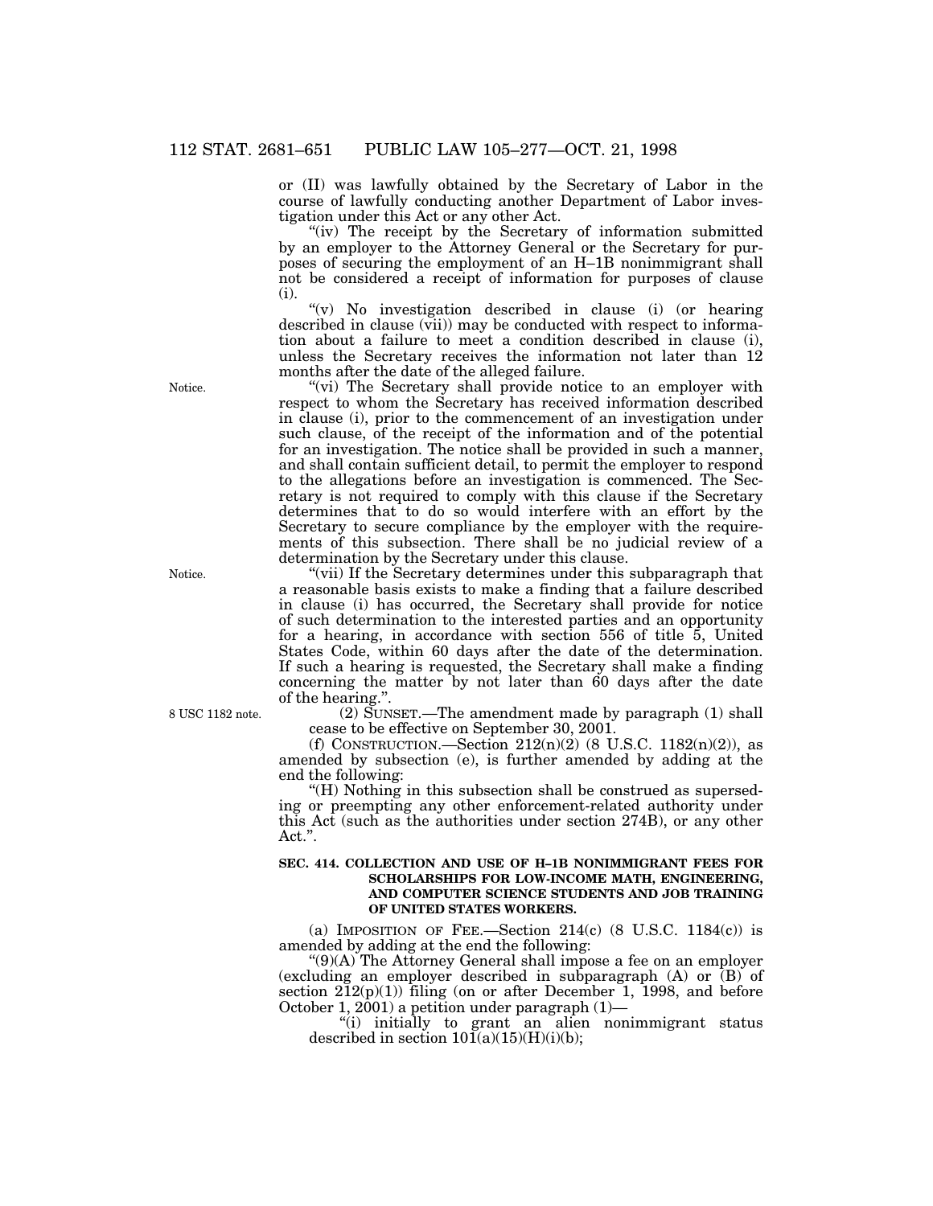or (II) was lawfully obtained by the Secretary of Labor in the course of lawfully conducting another Department of Labor investigation under this Act or any other Act.

"(iv) The receipt by the Secretary of information submitted by an employer to the Attorney General or the Secretary for purposes of securing the employment of an H–1B nonimmigrant shall not be considered a receipt of information for purposes of clause (i).

"(v) No investigation described in clause (i) (or hearing described in clause (vii)) may be conducted with respect to information about a failure to meet a condition described in clause (i), unless the Secretary receives the information not later than 12 months after the date of the alleged failure.

Notice.

"(vi) The Secretary shall provide notice to an employer with respect to whom the Secretary has received information described in clause (i), prior to the commencement of an investigation under such clause, of the receipt of the information and of the potential for an investigation. The notice shall be provided in such a manner, and shall contain sufficient detail, to permit the employer to respond to the allegations before an investigation is commenced. The Secretary is not required to comply with this clause if the Secretary determines that to do so would interfere with an effort by the Secretary to secure compliance by the employer with the requirements of this subsection. There shall be no judicial review of a determination by the Secretary under this clause.

Notice.

"(vii) If the Secretary determines under this subparagraph that a reasonable basis exists to make a finding that a failure described in clause (i) has occurred, the Secretary shall provide for notice of such determination to the interested parties and an opportunity for a hearing, in accordance with section 556 of title 5, United States Code, within 60 days after the date of the determination. If such a hearing is requested, the Secretary shall make a finding concerning the matter by not later than 60 days after the date of the hearing.".

8 USC 1182 note.

(2) SUNSET.—The amendment made by paragraph (1) shall cease to be effective on September 30, 2001.

(f) CONSTRUCTION.—Section 212(n)(2) (8 U.S.C. 1182(n)(2)), as amended by subsection (e), is further amended by adding at the end the following:

"(H) Nothing in this subsection shall be construed as superseding or preempting any other enforcement-related authority under this Act (such as the authorities under section 274B), or any other Act.".

**SEC. 414. COLLECTION AND USE OF H–1B NONIMMIGRANT FEES FOR SCHOLARSHIPS FOR LOW-INCOME MATH, ENGINEERING, AND COMPUTER SCIENCE STUDENTS AND JOB TRAINING OF UNITED STATES WORKERS.**

(a) IMPOSITION OF FEE.—Section 214(c) (8 U.S.C. 1184(c)) is amended by adding at the end the following:

"(9)(A) The Attorney General shall impose a fee on an employer (excluding an employer described in subparagraph (A) or (B) of section 212(p)(1)) filing (on or after December 1, 1998, and before October 1, 2001) a petition under paragraph (1)—

"(i) initially to grant an alien nonimmigrant status described in section 101(a)(15)(H)(i)(b);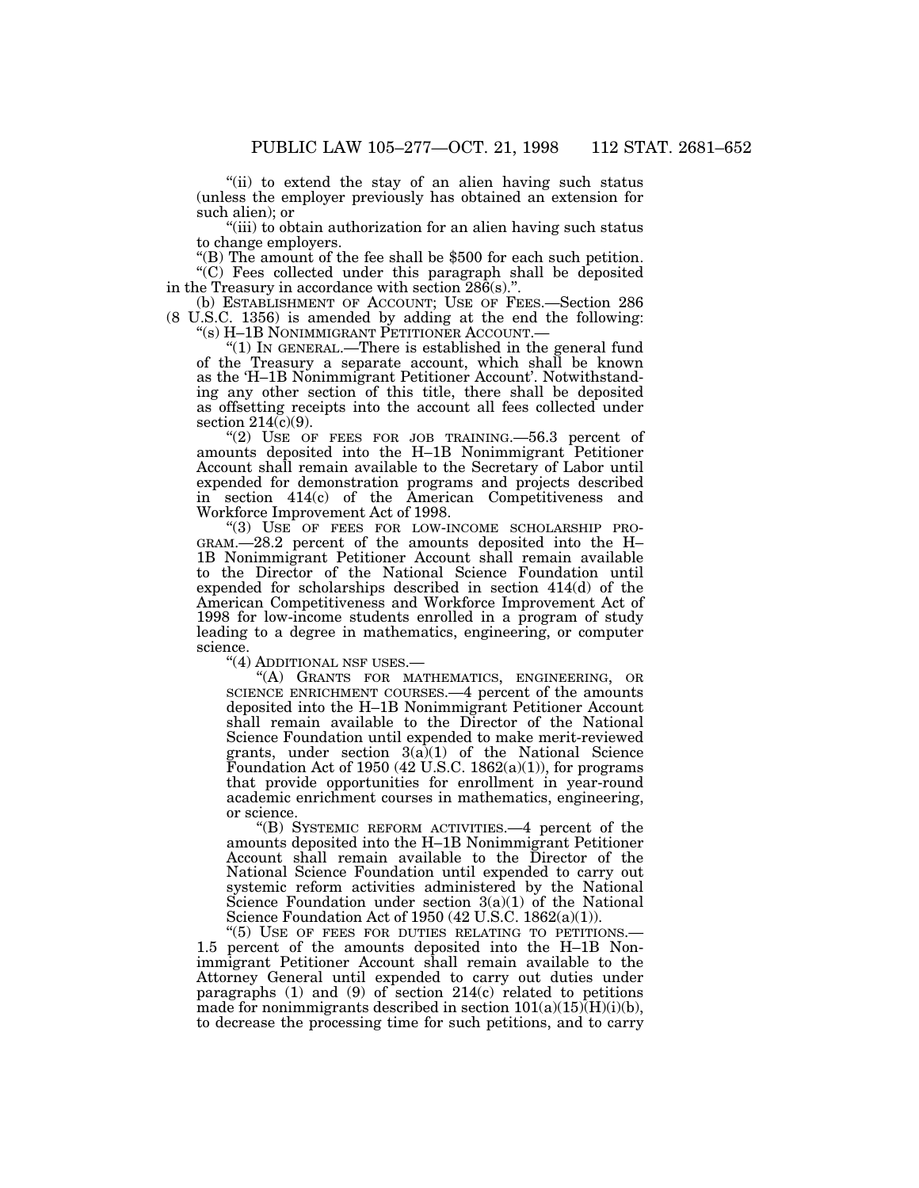"(ii) to extend the stay of an alien having such status (unless the employer previously has obtained an extension for such alien); or

"(iii) to obtain authorization for an alien having such status to change employers.

"(B) The amount of the fee shall be $500 for each such petition.

"(C) Fees collected under this paragraph shall be deposited in the Treasury in accordance with section 286(s).".

(b) ESTABLISHMENT OF ACCOUNT; USE OF FEES.—Section 286 (8 U.S.C. 1356) is amended by adding at the end the following:

"(s) H–1B NONIMMIGRANT PETITIONER ACCOUNT.—

"(1) IN GENERAL.—There is established in the general fund of the Treasury a separate account, which shall be known as the 'H–1B Nonimmigrant Petitioner Account'. Notwithstanding any other section of this title, there shall be deposited as offsetting receipts into the account all fees collected under section 214(c)(9).

"(2) USE OF FEES FOR JOB TRAINING.—56.3 percent of amounts deposited into the H–1B Nonimmigrant Petitioner Account shall remain available to the Secretary of Labor until expended for demonstration programs and projects described in section 414(c) of the American Competitiveness and Workforce Improvement Act of 1998.

"(3) USE OF FEES FOR LOW-INCOME SCHOLARSHIP PROGRAM.—28.2 percent of the amounts deposited into the H–1B Nonimmigrant Petitioner Account shall remain available to the Director of the National Science Foundation until expended for scholarships described in section 414(d) of the American Competitiveness and Workforce Improvement Act of 1998 for low-income students enrolled in a program of study leading to a degree in mathematics, engineering, or computer science.

"(4) ADDITIONAL NSF USES.—

"(A) GRANTS FOR MATHEMATICS, ENGINEERING, OR SCIENCE ENRICHMENT COURSES.—4 percent of the amounts deposited into the H–1B Nonimmigrant Petitioner Account shall remain available to the Director of the National Science Foundation until expended to make merit-reviewed grants, under section 3(a)(1) of the National Science Foundation Act of 1950 (42 U.S.C. 1862(a)(1)), for programs that provide opportunities for enrollment in year-round academic enrichment courses in mathematics, engineering, or science.

"(B) SYSTEMIC REFORM ACTIVITIES.—4 percent of the amounts deposited into the H–1B Nonimmigrant Petitioner Account shall remain available to the Director of the National Science Foundation until expended to carry out systemic reform activities administered by the National Science Foundation under section 3(a)(1) of the National Science Foundation Act of 1950 (42 U.S.C. 1862(a)(1)).

"(5) USE OF FEES FOR DUTIES RELATING TO PETITIONS.—1.5 percent of the amounts deposited into the H–1B Nonimmigrant Petitioner Account shall remain available to the Attorney General until expended to carry out duties under paragraphs (1) and (9) of section 214(c) related to petitions made for nonimmigrants described in section 101(a)(15)(H)(i)(b), to decrease the processing time for such petitions, and to carry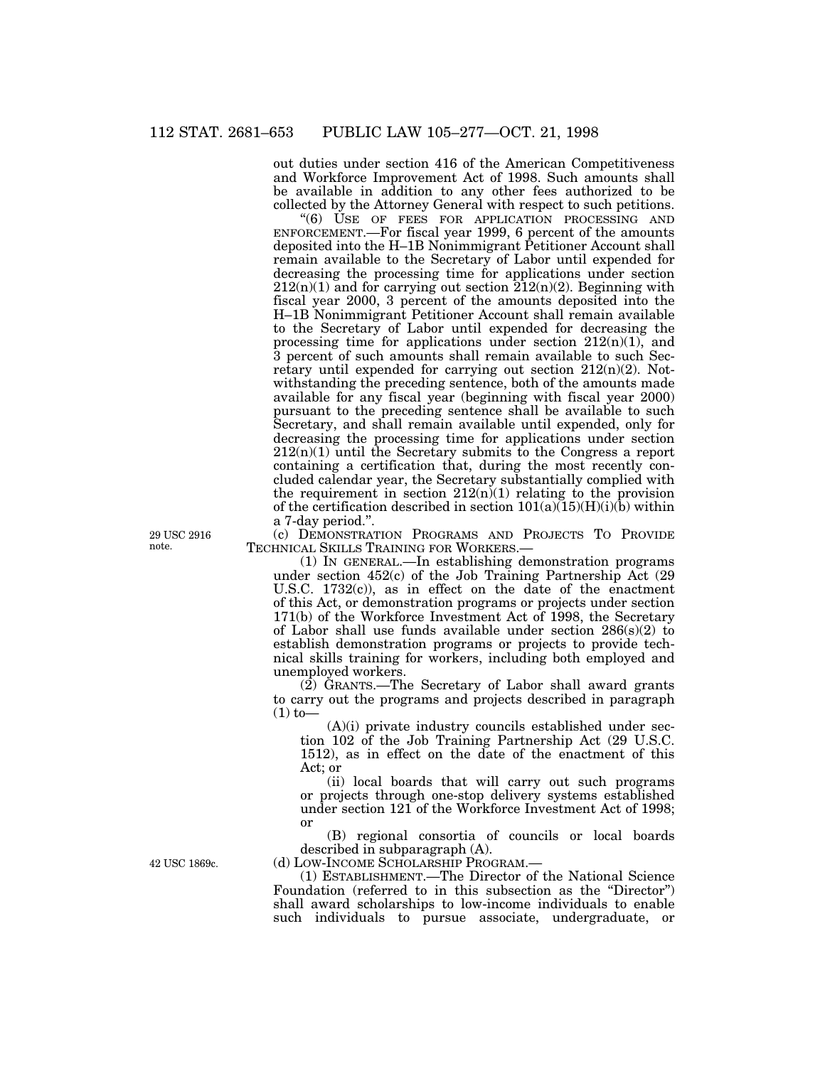out duties under section 416 of the American Competitiveness and Workforce Improvement Act of 1998. Such amounts shall be available in addition to any other fees authorized to be collected by the Attorney General with respect to such petitions.

"(6) USE OF FEES FOR APPLICATION PROCESSING AND ENFORCEMENT.—For fiscal year 1999, 6 percent of the amounts deposited into the H–1B Nonimmigrant Petitioner Account shall remain available to the Secretary of Labor until expended for decreasing the processing time for applications under section 212(n)(1) and for carrying out section 212(n)(2). Beginning with fiscal year 2000, 3 percent of the amounts deposited into the H–1B Nonimmigrant Petitioner Account shall remain available to the Secretary of Labor until expended for decreasing the processing time for applications under section 212(n)(1), and 3 percent of such amounts shall remain available to such Secretary until expended for carrying out section 212(n)(2). Notwithstanding the preceding sentence, both of the amounts made available for any fiscal year (beginning with fiscal year 2000) pursuant to the preceding sentence shall be available to such Secretary, and shall remain available until expended, only for decreasing the processing time for applications under section 212(n)(1) until the Secretary submits to the Congress a report containing a certification that, during the most recently concluded calendar year, the Secretary substantially complied with the requirement in section 212(n)(1) relating to the provision of the certification described in section 101(a)(15)(H)(i)(b) within a 7-day period.".

29 USC 2916 note.

(c) DEMONSTRATION PROGRAMS AND PROJECTS TO PROVIDE TECHNICAL SKILLS TRAINING FOR WORKERS.—

(1) IN GENERAL.—In establishing demonstration programs under section 452(c) of the Job Training Partnership Act (29 U.S.C. 1732(c)), as in effect on the date of the enactment of this Act, or demonstration programs or projects under section 171(b) of the Workforce Investment Act of 1998, the Secretary of Labor shall use funds available under section 286(s)(2) to establish demonstration programs or projects to provide technical skills training for workers, including both employed and unemployed workers.

(2) GRANTS.—The Secretary of Labor shall award grants to carry out the programs and projects described in paragraph (1) to—

(A)(i) private industry councils established under section 102 of the Job Training Partnership Act (29 U.S.C. 1512), as in effect on the date of the enactment of this Act; or

(ii) local boards that will carry out such programs or projects through one-stop delivery systems established under section 121 of the Workforce Investment Act of 1998; or

(B) regional consortia of councils or local boards described in subparagraph (A).

42 USC 1869c.

(d) LOW-INCOME SCHOLARSHIP PROGRAM.—

(1) ESTABLISHMENT.—The Director of the National Science Foundation (referred to in this subsection as the "Director") shall award scholarships to low-income individuals to enable such individuals to pursue associate, undergraduate, or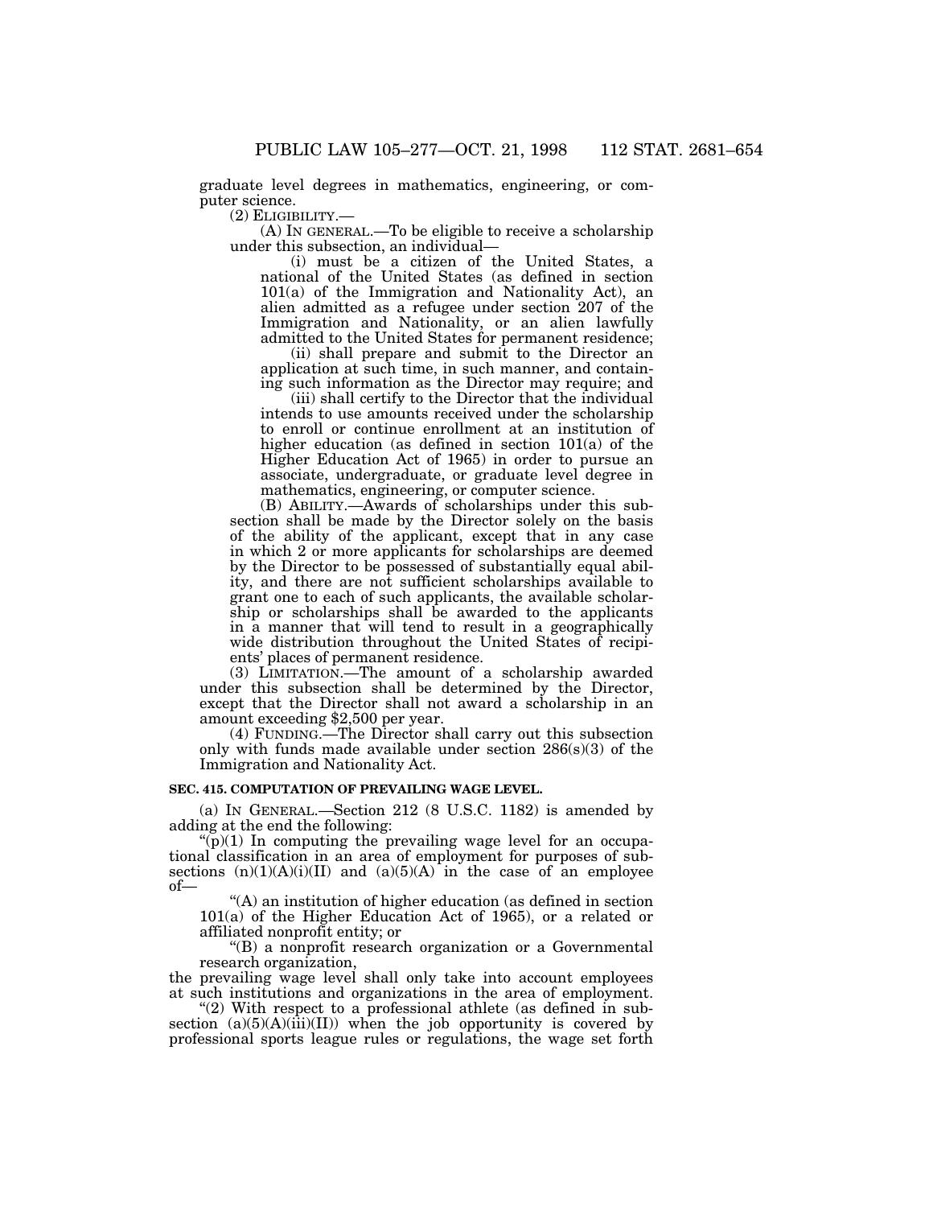graduate level degrees in mathematics, engineering, or computer science.

(2) ELIGIBILITY.—

(A) IN GENERAL.—To be eligible to receive a scholarship under this subsection, an individual—

(i) must be a citizen of the United States, a national of the United States (as defined in section 101(a) of the Immigration and Nationality Act), an alien admitted as a refugee under section 207 of the Immigration and Nationality, or an alien lawfully admitted to the United States for permanent residence;

(ii) shall prepare and submit to the Director an application at such time, in such manner, and containing such information as the Director may require; and

(iii) shall certify to the Director that the individual intends to use amounts received under the scholarship to enroll or continue enrollment at an institution of higher education (as defined in section 101(a) of the Higher Education Act of 1965) in order to pursue an associate, undergraduate, or graduate level degree in mathematics, engineering, or computer science.

(B) ABILITY.—Awards of scholarships under this subsection shall be made by the Director solely on the basis of the ability of the applicant, except that in any case in which 2 or more applicants for scholarships are deemed by the Director to be possessed of substantially equal ability, and there are not sufficient scholarships available to grant one to each of such applicants, the available scholarship or scholarships shall be awarded to the applicants in a manner that will tend to result in a geographically wide distribution throughout the United States of recipients' places of permanent residence.

(3) LIMITATION.—The amount of a scholarship awarded under this subsection shall be determined by the Director, except that the Director shall not award a scholarship in an amount exceeding $2,500 per year.

(4) FUNDING.—The Director shall carry out this subsection only with funds made available under section 286(s)(3) of the Immigration and Nationality Act.

**SEC. 415. COMPUTATION OF PREVAILING WAGE LEVEL.**

(a) IN GENERAL.—Section 212 (8 U.S.C. 1182) is amended by adding at the end the following:

"(p)(1) In computing the prevailing wage level for an occupational classification in an area of employment for purposes of subsections (n)(1)(A)(i)(II) and (a)(5)(A) in the case of an employee of—

"(A) an institution of higher education (as defined in section 101(a) of the Higher Education Act of 1965), or a related or affiliated nonprofit entity; or

"(B) a nonprofit research organization or a Governmental research organization,

the prevailing wage level shall only take into account employees at such institutions and organizations in the area of employment.

"(2) With respect to a professional athlete (as defined in subsection (a)(5)(A)(iii)(II)) when the job opportunity is covered by professional sports league rules or regulations, the wage set forth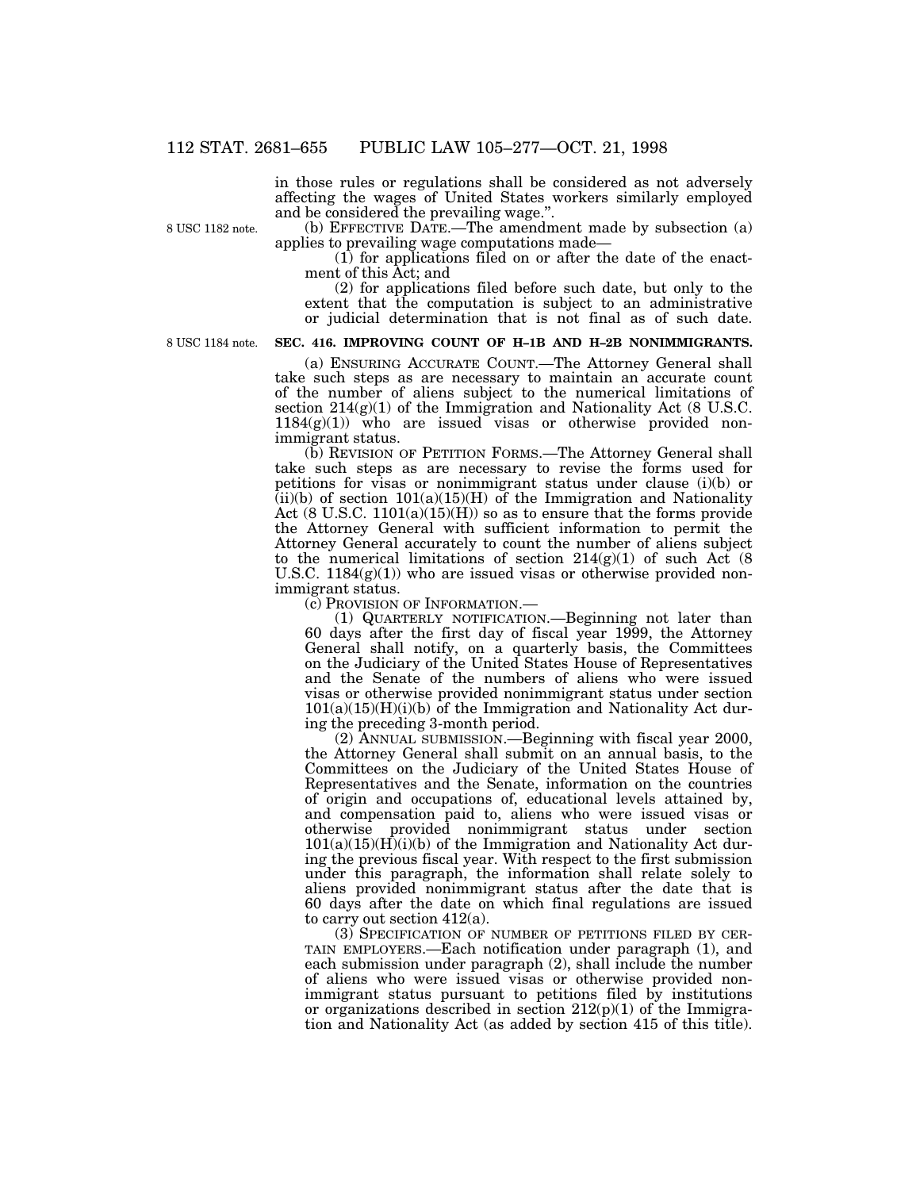in those rules or regulations shall be considered as not adversely affecting the wages of United States workers similarly employed and be considered the prevailing wage.".

8 USC 1182 note.

(b) EFFECTIVE DATE.—The amendment made by subsection (a) applies to prevailing wage computations made—

(1) for applications filed on or after the date of the enactment of this Act; and

(2) for applications filed before such date, but only to the extent that the computation is subject to an administrative or judicial determination that is not final as of such date.

8 USC 1184 note.

**SEC. 416. IMPROVING COUNT OF H–1B AND H–2B NONIMMIGRANTS.**

(a) ENSURING ACCURATE COUNT.—The Attorney General shall take such steps as are necessary to maintain an accurate count of the number of aliens subject to the numerical limitations of section 214(g)(1) of the Immigration and Nationality Act (8 U.S.C. 1184(g)(1)) who are issued visas or otherwise provided nonimmigrant status.

(b) REVISION OF PETITION FORMS.—The Attorney General shall take such steps as are necessary to revise the forms used for petitions for visas or nonimmigrant status under clause (i)(b) or (ii)(b) of section 101(a)(15)(H) of the Immigration and Nationality Act (8 U.S.C. 1101(a)(15)(H)) so as to ensure that the forms provide the Attorney General with sufficient information to permit the Attorney General accurately to count the number of aliens subject to the numerical limitations of section 214(g)(1) of such Act (8 U.S.C. 1184(g)(1)) who are issued visas or otherwise provided nonimmigrant status.

(c) PROVISION OF INFORMATION.—

(1) QUARTERLY NOTIFICATION.—Beginning not later than 60 days after the first day of fiscal year 1999, the Attorney General shall notify, on a quarterly basis, the Committees on the Judiciary of the United States House of Representatives and the Senate of the numbers of aliens who were issued visas or otherwise provided nonimmigrant status under section 101(a)(15)(H)(i)(b) of the Immigration and Nationality Act during the preceding 3-month period.

(2) ANNUAL SUBMISSION.—Beginning with fiscal year 2000, the Attorney General shall submit on an annual basis, to the Committees on the Judiciary of the United States House of Representatives and the Senate, information on the countries of origin and occupations of, educational levels attained by, and compensation paid to, aliens who were issued visas or otherwise provided nonimmigrant status under section 101(a)(15)(H)(i)(b) of the Immigration and Nationality Act during the previous fiscal year. With respect to the first submission under this paragraph, the information shall relate solely to aliens provided nonimmigrant status after the date that is 60 days after the date on which final regulations are issued to carry out section 412(a).

(3) SPECIFICATION OF NUMBER OF PETITIONS FILED BY CERTAIN EMPLOYERS.—Each notification under paragraph (1), and each submission under paragraph (2), shall include the number of aliens who were issued visas or otherwise provided nonimmigrant status pursuant to petitions filed by institutions or organizations described in section 212(p)(1) of the Immigration and Nationality Act (as added by section 415 of this title).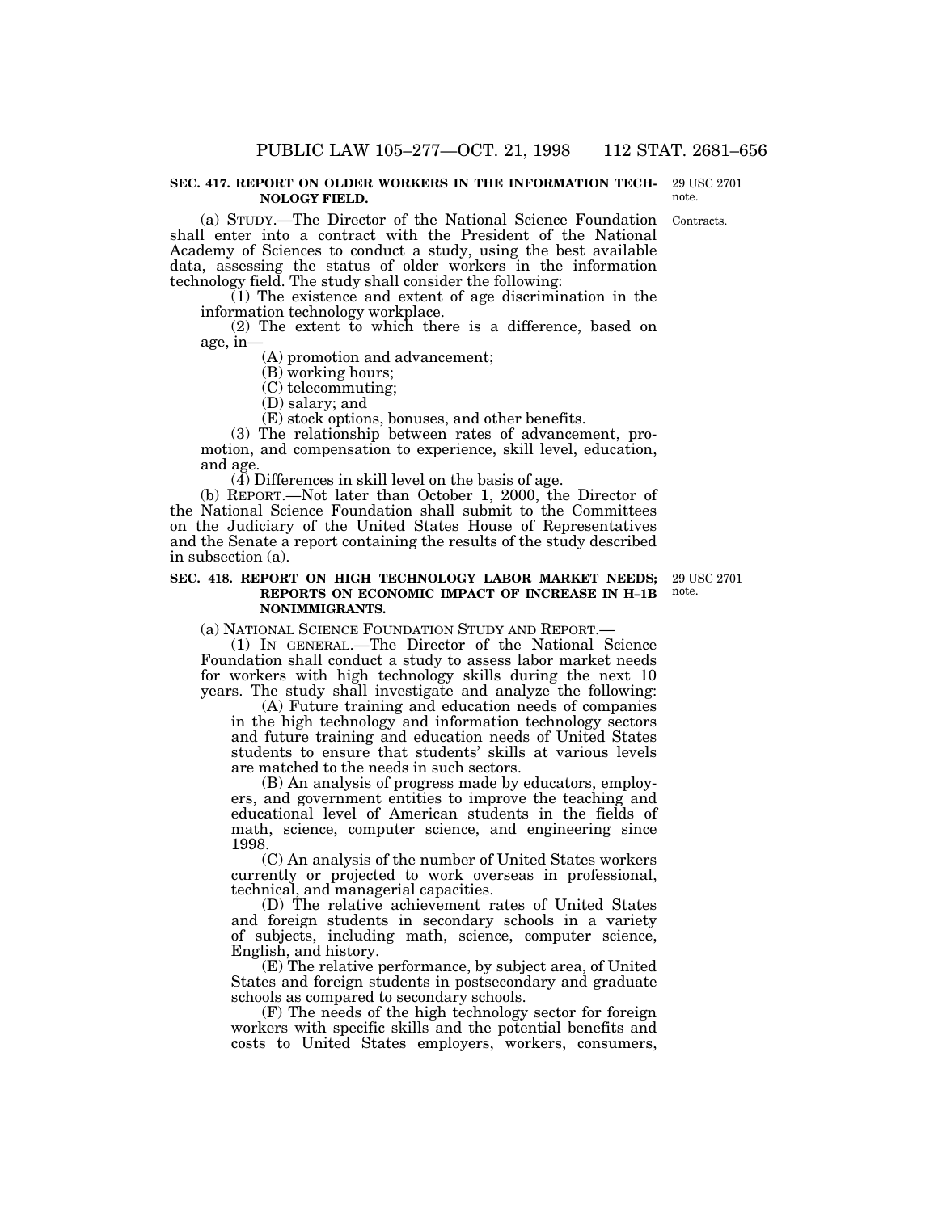**SEC. 417. REPORT ON OLDER WORKERS IN THE INFORMATION TECHNOLOGY FIELD.**

29 USC 2701 note.

Contracts.

(a) STUDY.—The Director of the National Science Foundation shall enter into a contract with the President of the National Academy of Sciences to conduct a study, using the best available data, assessing the status of older workers in the information technology field. The study shall consider the following:

(1) The existence and extent of age discrimination in the information technology workplace.

(2) The extent to which there is a difference, based on age, in—

(A) promotion and advancement;

(B) working hours;

(C) telecommuting;

(D) salary; and

(E) stock options, bonuses, and other benefits.

(3) The relationship between rates of advancement, promotion, and compensation to experience, skill level, education, and age.

(4) Differences in skill level on the basis of age.

(b) REPORT.—Not later than October 1, 2000, the Director of the National Science Foundation shall submit to the Committees on the Judiciary of the United States House of Representatives and the Senate a report containing the results of the study described in subsection (a).

**SEC. 418. REPORT ON HIGH TECHNOLOGY LABOR MARKET NEEDS; REPORTS ON ECONOMIC IMPACT OF INCREASE IN H–1B NONIMMIGRANTS.**

29 USC 2701 note.

(a) NATIONAL SCIENCE FOUNDATION STUDY AND REPORT.—

(1) IN GENERAL.—The Director of the National Science Foundation shall conduct a study to assess labor market needs for workers with high technology skills during the next 10 years. The study shall investigate and analyze the following:

(A) Future training and education needs of companies in the high technology and information technology sectors and future training and education needs of United States students to ensure that students' skills at various levels are matched to the needs in such sectors.

(B) An analysis of progress made by educators, employers, and government entities to improve the teaching and educational level of American students in the fields of math, science, computer science, and engineering since 1998.

(C) An analysis of the number of United States workers currently or projected to work overseas in professional, technical, and managerial capacities.

(D) The relative achievement rates of United States and foreign students in secondary schools in a variety of subjects, including math, science, computer science, English, and history.

(E) The relative performance, by subject area, of United States and foreign students in postsecondary and graduate schools as compared to secondary schools.

(F) The needs of the high technology sector for foreign workers with specific skills and the potential benefits and costs to United States employers, workers, consumers,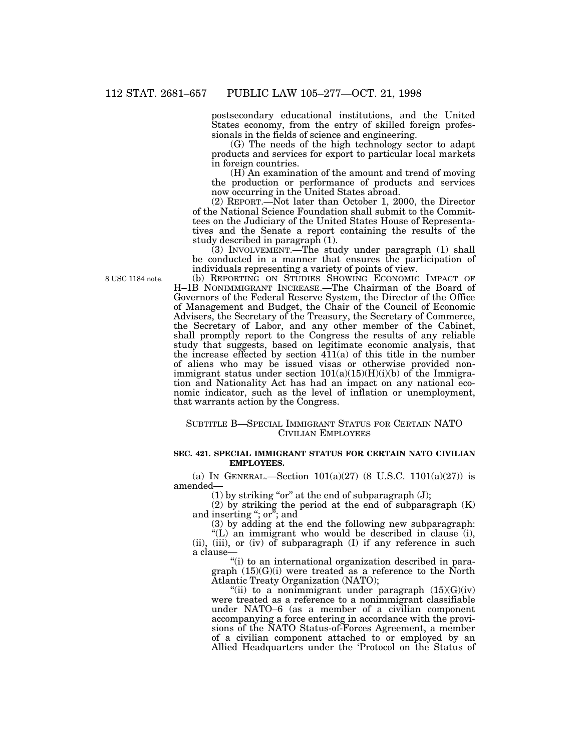postsecondary educational institutions, and the United States economy, from the entry of skilled foreign professionals in the fields of science and engineering.

(G) The needs of the high technology sector to adapt products and services for export to particular local markets in foreign countries.

(H) An examination of the amount and trend of moving the production or performance of products and services now occurring in the United States abroad.

(2) REPORT.—Not later than October 1, 2000, the Director of the National Science Foundation shall submit to the Committees on the Judiciary of the United States House of Representatives and the Senate a report containing the results of the study described in paragraph (1).

(3) INVOLVEMENT.—The study under paragraph (1) shall be conducted in a manner that ensures the participation of individuals representing a variety of points of view.

8 USC 1184 note.

(b) REPORTING ON STUDIES SHOWING ECONOMIC IMPACT OF H–1B NONIMMIGRANT INCREASE.—The Chairman of the Board of Governors of the Federal Reserve System, the Director of the Office of Management and Budget, the Chair of the Council of Economic Advisers, the Secretary of the Treasury, the Secretary of Commerce, the Secretary of Labor, and any other member of the Cabinet, shall promptly report to the Congress the results of any reliable study that suggests, based on legitimate economic analysis, that the increase effected by section 411(a) of this title in the number of aliens who may be issued visas or otherwise provided nonimmigrant status under section 101(a)(15)(H)(i)(b) of the Immigration and Nationality Act has had an impact on any national economic indicator, such as the level of inflation or unemployment, that warrants action by the Congress.

## SUBTITLE B—SPECIAL IMMIGRANT STATUS FOR CERTAIN NATO CIVILIAN EMPLOYEES

### SEC. 421. SPECIAL IMMIGRANT STATUS FOR CERTAIN NATO CIVILIAN EMPLOYEES.

(a) IN GENERAL.—Section 101(a)(27) (8 U.S.C. 1101(a)(27)) is amended—

(1) by striking "or" at the end of subparagraph (J);

(2) by striking the period at the end of subparagraph (K) and inserting "; or"; and

(3) by adding at the end the following new subparagraph:

"(L) an immigrant who would be described in clause (i), (ii), (iii), or (iv) of subparagraph (I) if any reference in such a clause—

"(i) to an international organization described in paragraph (15)(G)(i) were treated as a reference to the North Atlantic Treaty Organization (NATO);

"(ii) to a nonimmigrant under paragraph (15)(G)(iv) were treated as a reference to a nonimmigrant classifiable under NATO–6 (as a member of a civilian component accompanying a force entering in accordance with the provisions of the NATO Status-of-Forces Agreement, a member of a civilian component attached to or employed by an Allied Headquarters under the 'Protocol on the Status of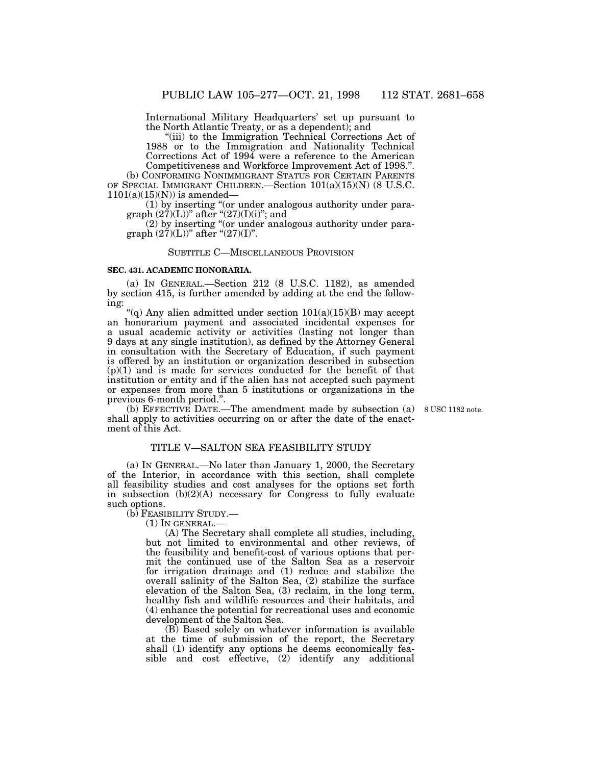International Military Headquarters' set up pursuant to the North Atlantic Treaty, or as a dependent); and

"(iii) to the Immigration Technical Corrections Act of 1988 or to the Immigration and Nationality Technical Corrections Act of 1994 were a reference to the American Competitiveness and Workforce Improvement Act of 1998.".

(b) CONFORMING NONIMMIGRANT STATUS FOR CERTAIN PARENTS OF SPECIAL IMMIGRANT CHILDREN.—Section 101(a)(15)(N) (8 U.S.C. 1101(a)(15)(N)) is amended—

(1) by inserting "(or under analogous authority under paragraph (27)(L))" after "(27)(I)(i)"; and

(2) by inserting "(or under analogous authority under paragraph (27)(L))" after "(27)(I)".

SUBTITLE C—MISCELLANEOUS PROVISION

**SEC. 431. ACADEMIC HONORARIA.**

(a) IN GENERAL.—Section 212 (8 U.S.C. 1182), as amended by section 415, is further amended by adding at the end the following:

"(q) Any alien admitted under section 101(a)(15)(B) may accept an honorarium payment and associated incidental expenses for a usual academic activity or activities (lasting not longer than 9 days at any single institution), as defined by the Attorney General in consultation with the Secretary of Education, if such payment is offered by an institution or organization described in subsection (p)(1) and is made for services conducted for the benefit of that institution or entity and if the alien has not accepted such payment or expenses from more than 5 institutions or organizations in the previous 6-month period.".

(b) EFFECTIVE DATE.—The amendment made by subsection (a) shall apply to activities occurring on or after the date of the enactment of this Act.

8 USC 1182 note.

## TITLE V—SALTON SEA FEASIBILITY STUDY

(a) IN GENERAL.—No later than January 1, 2000, the Secretary of the Interior, in accordance with this section, shall complete all feasibility studies and cost analyses for the options set forth in subsection (b)(2)(A) necessary for Congress to fully evaluate such options.

(b) FEASIBILITY STUDY.—

(1) IN GENERAL.—

(A) The Secretary shall complete all studies, including, but not limited to environmental and other reviews, of the feasibility and benefit-cost of various options that permit the continued use of the Salton Sea as a reservoir for irrigation drainage and (1) reduce and stabilize the overall salinity of the Salton Sea, (2) stabilize the surface elevation of the Salton Sea, (3) reclaim, in the long term, healthy fish and wildlife resources and their habitats, and (4) enhance the potential for recreational uses and economic development of the Salton Sea.

(B) Based solely on whatever information is available at the time of submission of the report, the Secretary shall (1) identify any options he deems economically feasible and cost effective, (2) identify any additional